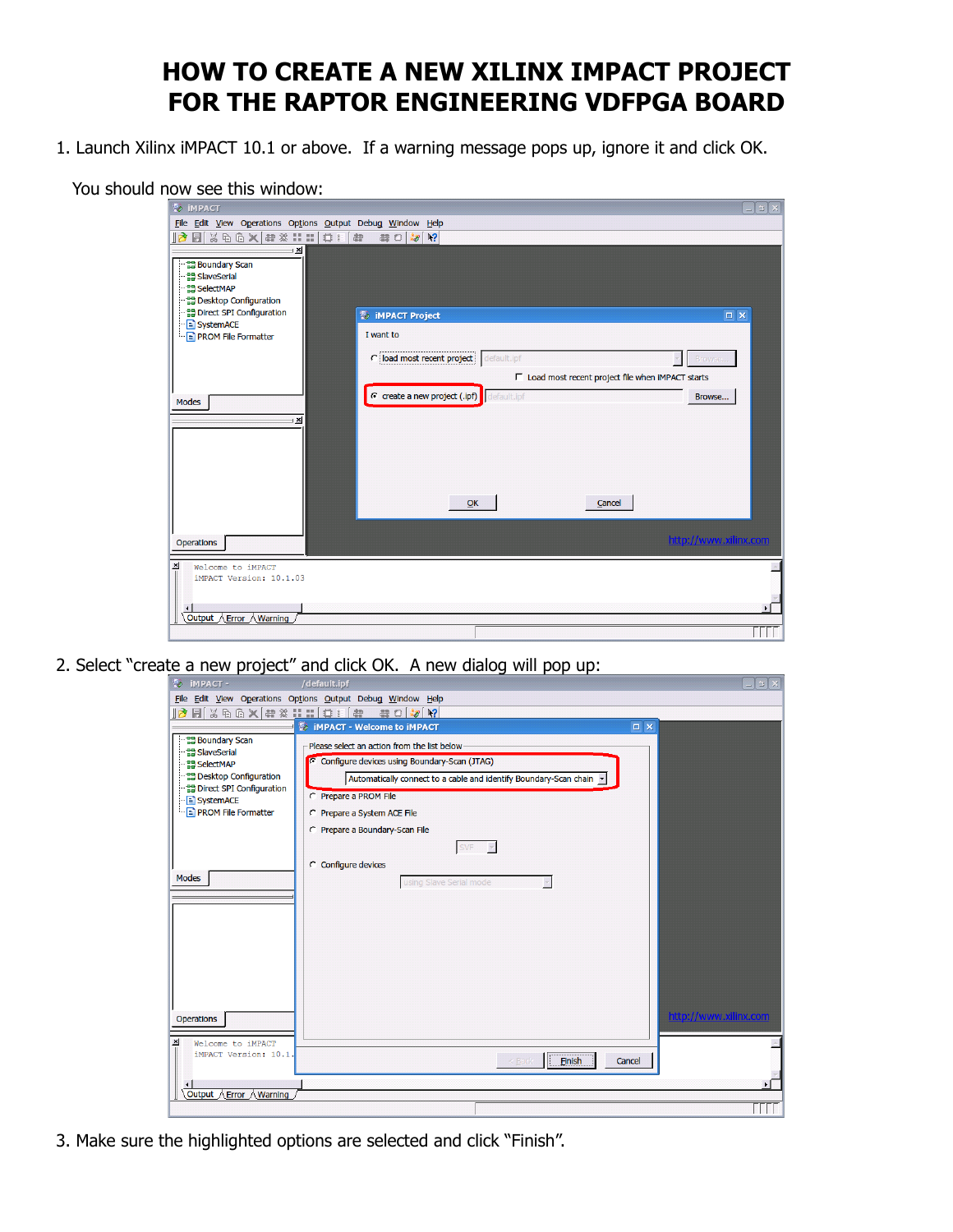# HOW TO CREATE A NEW XILINX IMPACT PROJECT FOR THE RAPTOR ENGINEERING VDFPGA BOARD

1. Launch Xilinx iMPACT 10.1 or above. If a warning message pops up, ignore it and click OK.

   You should now see this window:

2. Select "create a new project" and click OK. A new dialog will pop up:

3. Make sure the highlighted options are selected and click "Finish".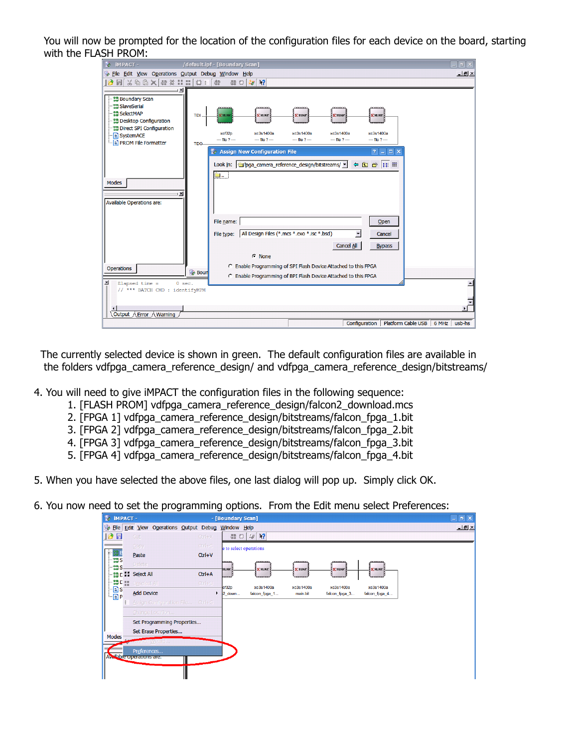You will now be prompted for the location of the configuration files for each device on the board, starting with the FLASH PROM:

The currently selected device is shown in green. The default configuration files are available in the folders vdfpga_camera_reference_design/ and vdfpga_camera_reference_design/bitstreams/

4. You will need to give iMPACT the configuration files in the following sequence:
    1. [FLASH PROM] vdfpga_camera_reference_design/falcon2_download.mcs
    2. [FPGA 1] vdfpga_camera_reference_design/bitstreams/falcon_fpga_1.bit
    3. [FPGA 2] vdfpga_camera_reference_design/bitstreams/falcon_fpga_2.bit
    4. [FPGA 3] vdfpga_camera_reference_design/bitstreams/falcon_fpga_3.bit
    5. [FPGA 4] vdfpga_camera_reference_design/bitstreams/falcon_fpga_4.bit

5. When you have selected the above files, one last dialog will pop up. Simply click OK.

6. You now need to set the programming options. From the Edit menu select Preferences: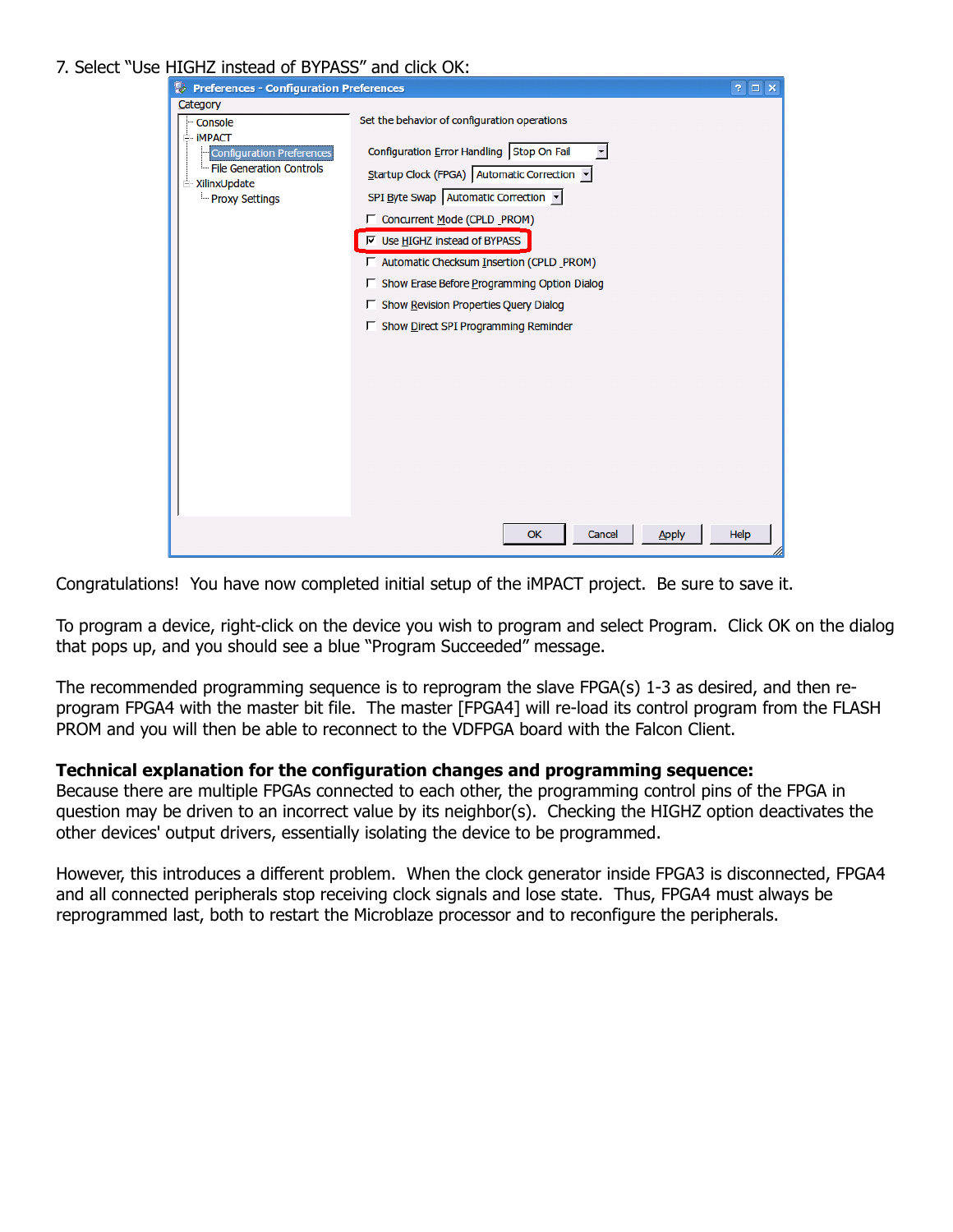7. Select "Use HIGHZ instead of BYPASS" and click OK:

Congratulations! You have now completed initial setup of the iMPACT project. Be sure to save it.

To program a device, right-click on the device you wish to program and select Program. Click OK on the dialog that pops up, and you should see a blue "Program Succeeded" message.

The recommended programming sequence is to reprogram the slave FPGA(s) 1-3 as desired, and then re-program FPGA4 with the master bit file. The master [FPGA4] will re-load its control program from the FLASH PROM and you will then be able to reconnect to the VDFPGA board with the Falcon Client.

**Technical explanation for the configuration changes and programming sequence:**
Because there are multiple FPGAs connected to each other, the programming control pins of the FPGA in question may be driven to an incorrect value by its neighbor(s). Checking the HIGHZ option deactivates the other devices' output drivers, essentially isolating the device to be programmed.

However, this introduces a different problem. When the clock generator inside FPGA3 is disconnected, FPGA4 and all connected peripherals stop receiving clock signals and lose state. Thus, FPGA4 must always be reprogrammed last, both to restart the Microblaze processor and to reconfigure the peripherals.